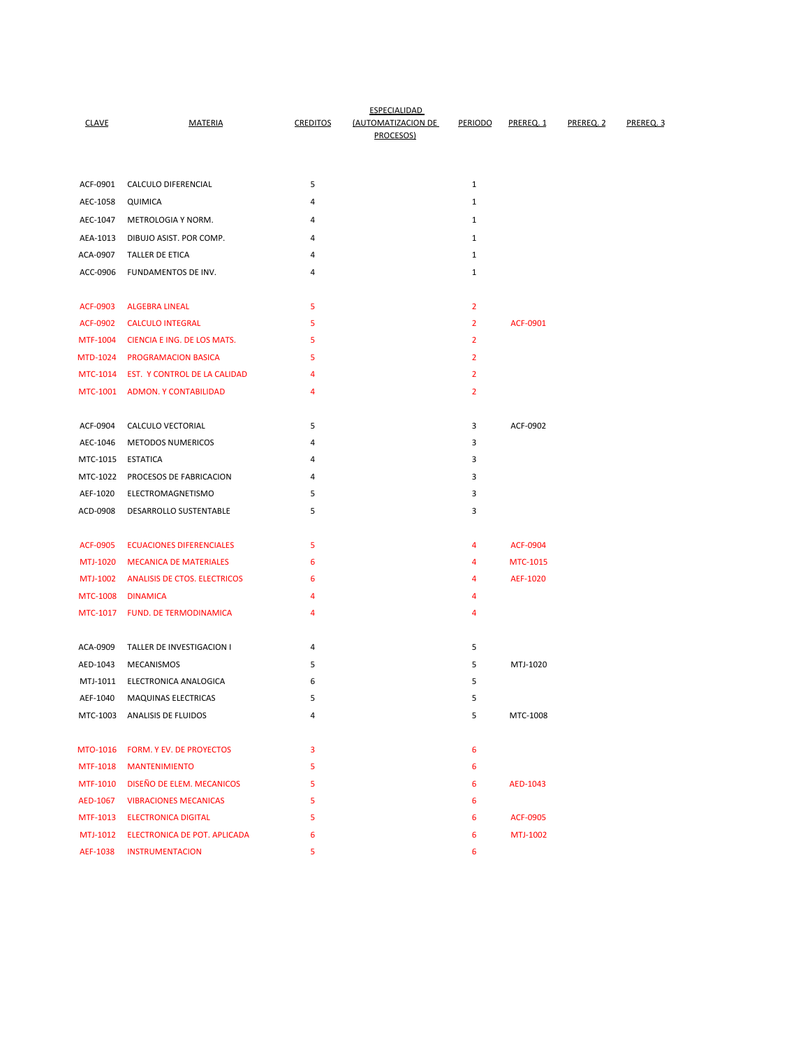| CLAVE | MATERIA | CREDITOS | ESPECIALIDAD (AUTOMATIZACION DE PROCESOS) | PERIODO | PREREQ. 1 | PREREQ. 2 | PREREQ. 3 |
|---|---|---|---|---|---|---|---|
| ACF-0901 | CALCULO DIFERENCIAL | 5 | | 1 | | | |
| AEC-1058 | QUIMICA | 4 | | 1 | | | |
| AEC-1047 | METROLOGIA Y NORM. | 4 | | 1 | | | |
| AEA-1013 | DIBUJO ASIST. POR COMP. | 4 | | 1 | | | |
| ACA-0907 | TALLER DE ETICA | 4 | | 1 | | | |
| ACC-0906 | FUNDAMENTOS DE INV. | 4 | | 1 | | | |
| ACF-0903 | ALGEBRA LINEAL | 5 | | 2 | | | |
| ACF-0902 | CALCULO INTEGRAL | 5 | | 2 | ACF-0901 | | |
| MTF-1004 | CIENCIA E ING. DE LOS MATS. | 5 | | 2 | | | |
| MTD-1024 | PROGRAMACION BASICA | 5 | | 2 | | | |
| MTC-1014 | EST. Y CONTROL DE LA CALIDAD | 4 | | 2 | | | |
| MTC-1001 | ADMON. Y CONTABILIDAD | 4 | | 2 | | | |
| ACF-0904 | CALCULO VECTORIAL | 5 | | 3 | ACF-0902 | | |
| AEC-1046 | METODOS NUMERICOS | 4 | | 3 | | | |
| MTC-1015 | ESTATICA | 4 | | 3 | | | |
| MTC-1022 | PROCESOS DE FABRICACION | 4 | | 3 | | | |
| AEF-1020 | ELECTROMAGNETISMO | 5 | | 3 | | | |
| ACD-0908 | DESARROLLO SUSTENTABLE | 5 | | 3 | | | |
| ACF-0905 | ECUACIONES DIFERENCIALES | 5 | | 4 | ACF-0904 | | |
| MTJ-1020 | MECANICA DE MATERIALES | 6 | | 4 | MTC-1015 | | |
| MTJ-1002 | ANALISIS DE CTOS. ELECTRICOS | 6 | | 4 | AEF-1020 | | |
| MTC-1008 | DINAMICA | 4 | | 4 | | | |
| MTC-1017 | FUND. DE TERMODINAMICA | 4 | | 4 | | | |
| ACA-0909 | TALLER DE INVESTIGACION I | 4 | | 5 | | | |
| AED-1043 | MECANISMOS | 5 | | 5 | MTJ-1020 | | |
| MTJ-1011 | ELECTRONICA ANALOGICA | 6 | | 5 | | | |
| AEF-1040 | MAQUINAS ELECTRICAS | 5 | | 5 | | | |
| MTC-1003 | ANALISIS DE FLUIDOS | 4 | | 5 | MTC-1008 | | |
| MTO-1016 | FORM. Y EV. DE PROYECTOS | 3 | | 6 | | | |
| MTF-1018 | MANTENIMIENTO | 5 | | 6 | | | |
| MTF-1010 | DISEÑO DE ELEM. MECANICOS | 5 | | 6 | AED-1043 | | |
| AED-1067 | VIBRACIONES MECANICAS | 5 | | 6 | | | |
| MTF-1013 | ELECTRONICA DIGITAL | 5 | | 6 | ACF-0905 | | |
| MTJ-1012 | ELECTRONICA DE POT. APLICADA | 6 | | 6 | MTJ-1002 | | |
| AEF-1038 | INSTRUMENTACION | 5 | | 6 | | | |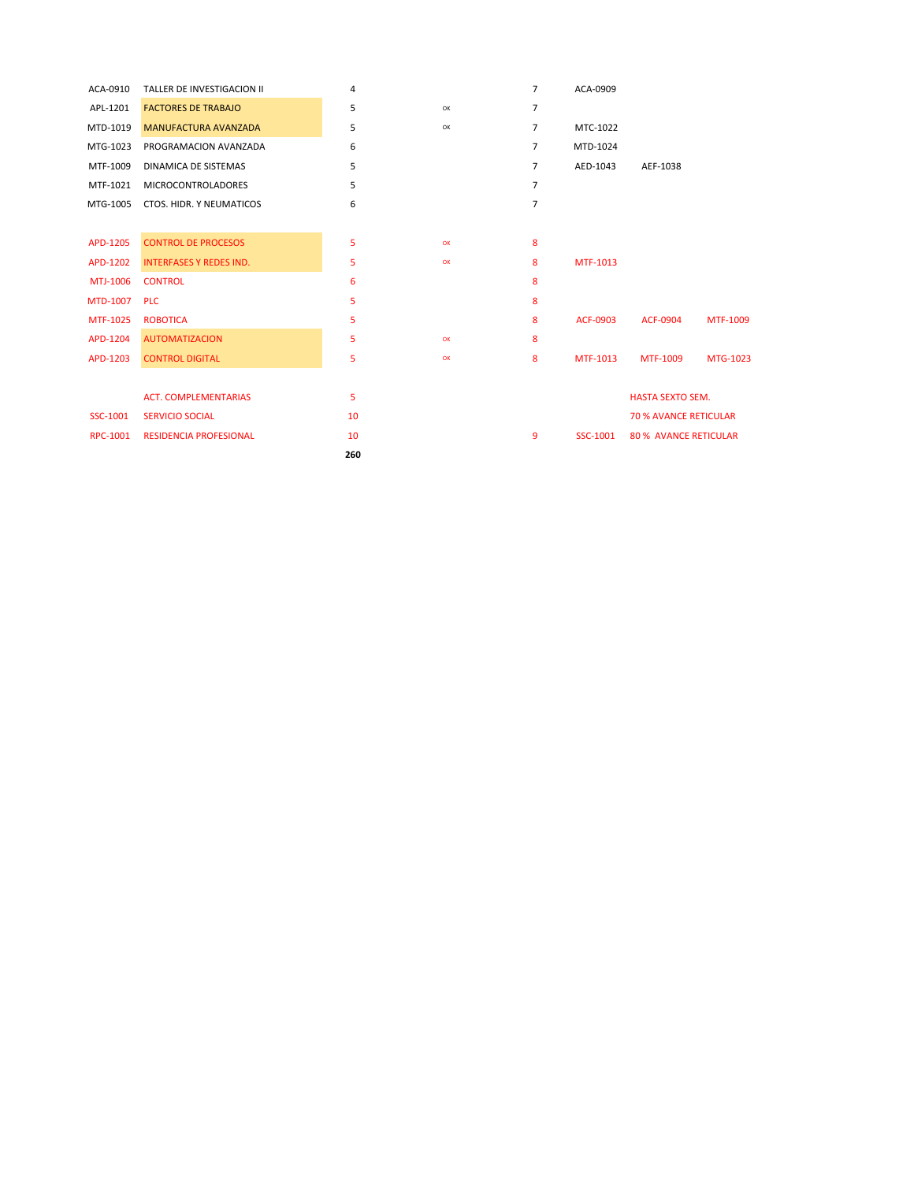| | | | | | | | |
|---|---|---|---|---|---|---|---|
| ACA-0910 | TALLER DE INVESTIGACION II | 4 | | 7 | ACA-0909 | | |
| APL-1201 | FACTORES DE TRABAJO | 5 | OK | 7 | | | |
| MTD-1019 | MANUFACTURA AVANZADA | 5 | OK | 7 | MTC-1022 | | |
| MTG-1023 | PROGRAMACION AVANZADA | 6 | | 7 | MTD-1024 | | |
| MTF-1009 | DINAMICA DE SISTEMAS | 5 | | 7 | AED-1043 | AEF-1038 | |
| MTF-1021 | MICROCONTROLADORES | 5 | | 7 | | | |
| MTG-1005 | CTOS. HIDR. Y NEUMATICOS | 6 | | 7 | | | |
| | | | | | | | |
| APD-1205 | CONTROL DE PROCESOS | 5 | OK | 8 | | | |
| APD-1202 | INTERFASES Y REDES IND. | 5 | OK | 8 | MTF-1013 | | |
| MTJ-1006 | CONTROL | 6 | | 8 | | | |
| MTD-1007 | PLC | 5 | | 8 | | | |
| MTF-1025 | ROBOTICA | 5 | | 8 | ACF-0903 | ACF-0904 | MTF-1009 |
| APD-1204 | AUTOMATIZACION | 5 | OK | 8 | | | |
| APD-1203 | CONTROL DIGITAL | 5 | OK | 8 | MTF-1013 | MTF-1009 | MTG-1023 |
| | | | | | | | |
| | ACT. COMPLEMENTARIAS | 5 | | | | HASTA SEXTO SEM. | |
| SSC-1001 | SERVICIO SOCIAL | 10 | | | | 70 % AVANCE RETICULAR | |
| RPC-1001 | RESIDENCIA PROFESIONAL | 10 | | 9 | SSC-1001 | 80 % AVANCE RETICULAR | |
| | | **260** | | | | | |